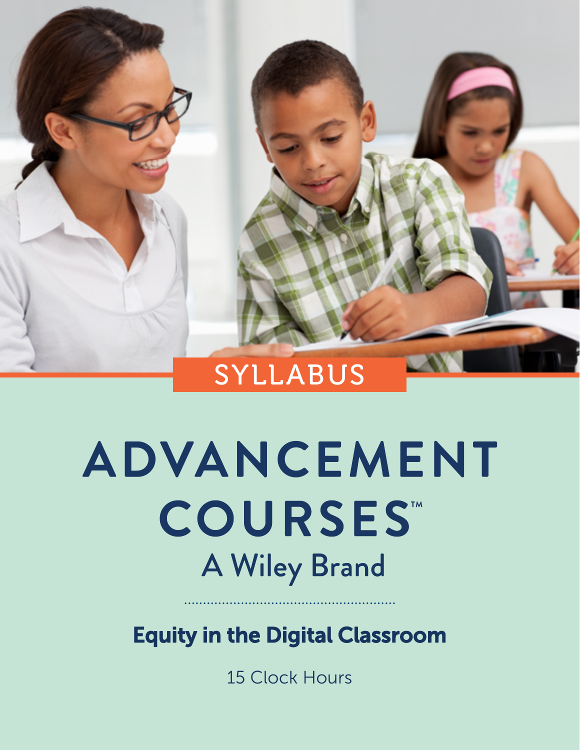SYLLABUS

# ADVANCEMENT COURSES™

A Wiley Brand

## Equity in the Digital Classroom

15 Clock Hours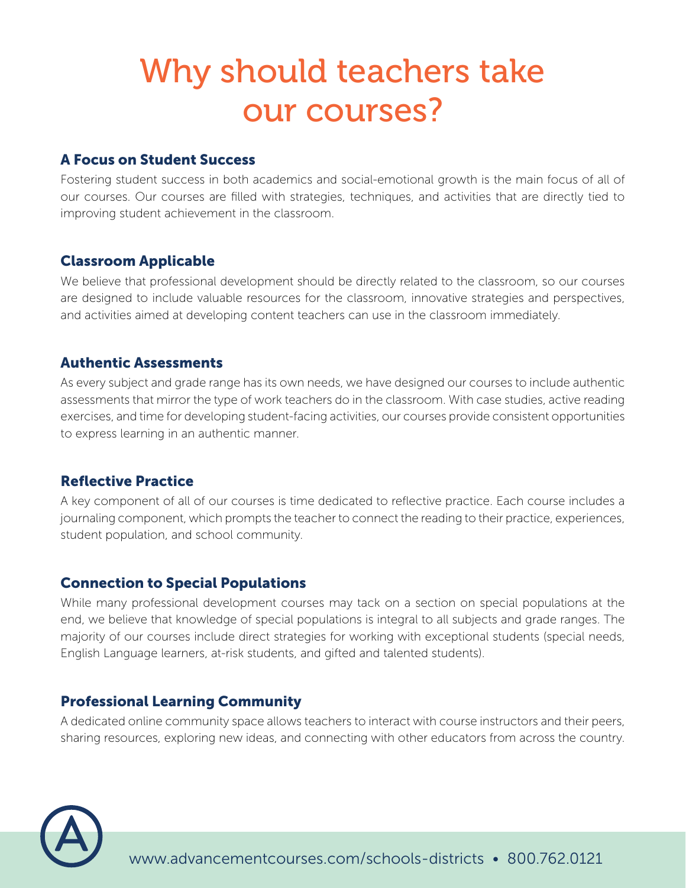# Why should teachers take our courses?

## A Focus on Student Success

Fostering student success in both academics and social-emotional growth is the main focus of all of our courses. Our courses are filled with strategies, techniques, and activities that are directly tied to improving student achievement in the classroom.

## Classroom Applicable

We believe that professional development should be directly related to the classroom, so our courses are designed to include valuable resources for the classroom, innovative strategies and perspectives, and activities aimed at developing content teachers can use in the classroom immediately.

## Authentic Assessments

As every subject and grade range has its own needs, we have designed our courses to include authentic assessments that mirror the type of work teachers do in the classroom. With case studies, active reading exercises, and time for developing student-facing activities, our courses provide consistent opportunities to express learning in an authentic manner.

## Reflective Practice

A key component of all of our courses is time dedicated to reflective practice. Each course includes a journaling component, which prompts the teacher to connect the reading to their practice, experiences, student population, and school community.

## Connection to Special Populations

While many professional development courses may tack on a section on special populations at the end, we believe that knowledge of special populations is integral to all subjects and grade ranges. The majority of our courses include direct strategies for working with exceptional students (special needs, English Language learners, at-risk students, and gifted and talented students).

## Professional Learning Community

A dedicated online community space allows teachers to interact with course instructors and their peers, sharing resources, exploring new ideas, and connecting with other educators from across the country.

www.advancementcourses.com/schools-districts • 800.762.0121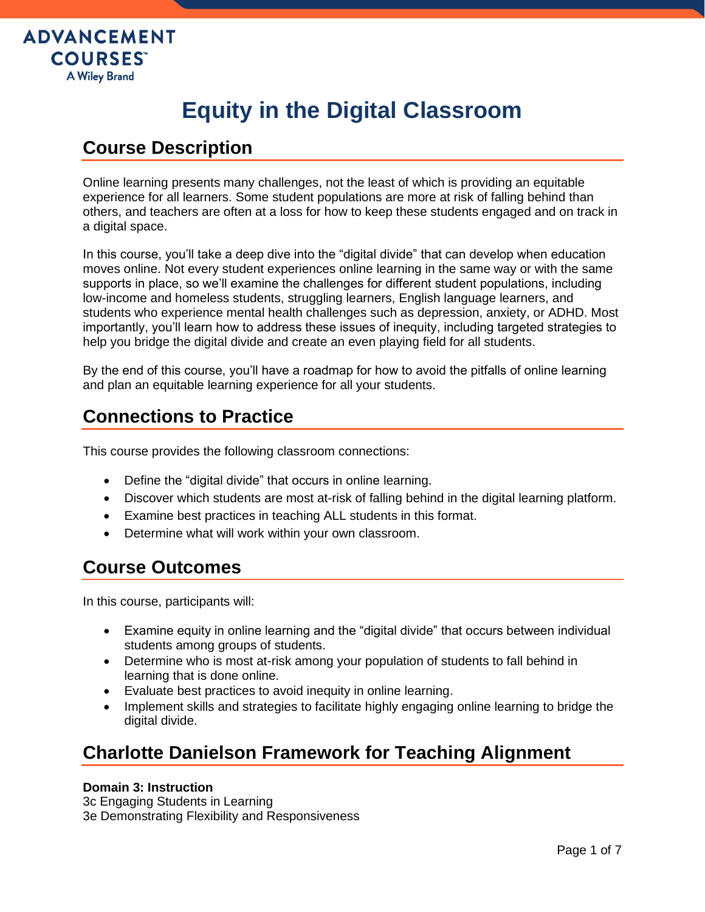ADVANCEMENT COURSES™
A Wiley Brand

# Equity in the Digital Classroom

## Course Description

Online learning presents many challenges, not the least of which is providing an equitable experience for all learners. Some student populations are more at risk of falling behind than others, and teachers are often at a loss for how to keep these students engaged and on track in a digital space.

In this course, you'll take a deep dive into the "digital divide" that can develop when education moves online. Not every student experiences online learning in the same way or with the same supports in place, so we'll examine the challenges for different student populations, including low-income and homeless students, struggling learners, English language learners, and students who experience mental health challenges such as depression, anxiety, or ADHD. Most importantly, you'll learn how to address these issues of inequity, including targeted strategies to help you bridge the digital divide and create an even playing field for all students.

By the end of this course, you'll have a roadmap for how to avoid the pitfalls of online learning and plan an equitable learning experience for all your students.

## Connections to Practice

This course provides the following classroom connections:

- Define the "digital divide" that occurs in online learning.
- Discover which students are most at-risk of falling behind in the digital learning platform.
- Examine best practices in teaching ALL students in this format.
- Determine what will work within your own classroom.

## Course Outcomes

In this course, participants will:

- Examine equity in online learning and the "digital divide" that occurs between individual students among groups of students.
- Determine who is most at-risk among your population of students to fall behind in learning that is done online.
- Evaluate best practices to avoid inequity in online learning.
- Implement skills and strategies to facilitate highly engaging online learning to bridge the digital divide.

## Charlotte Danielson Framework for Teaching Alignment

**Domain 3: Instruction**
3c Engaging Students in Learning
3e Demonstrating Flexibility and Responsiveness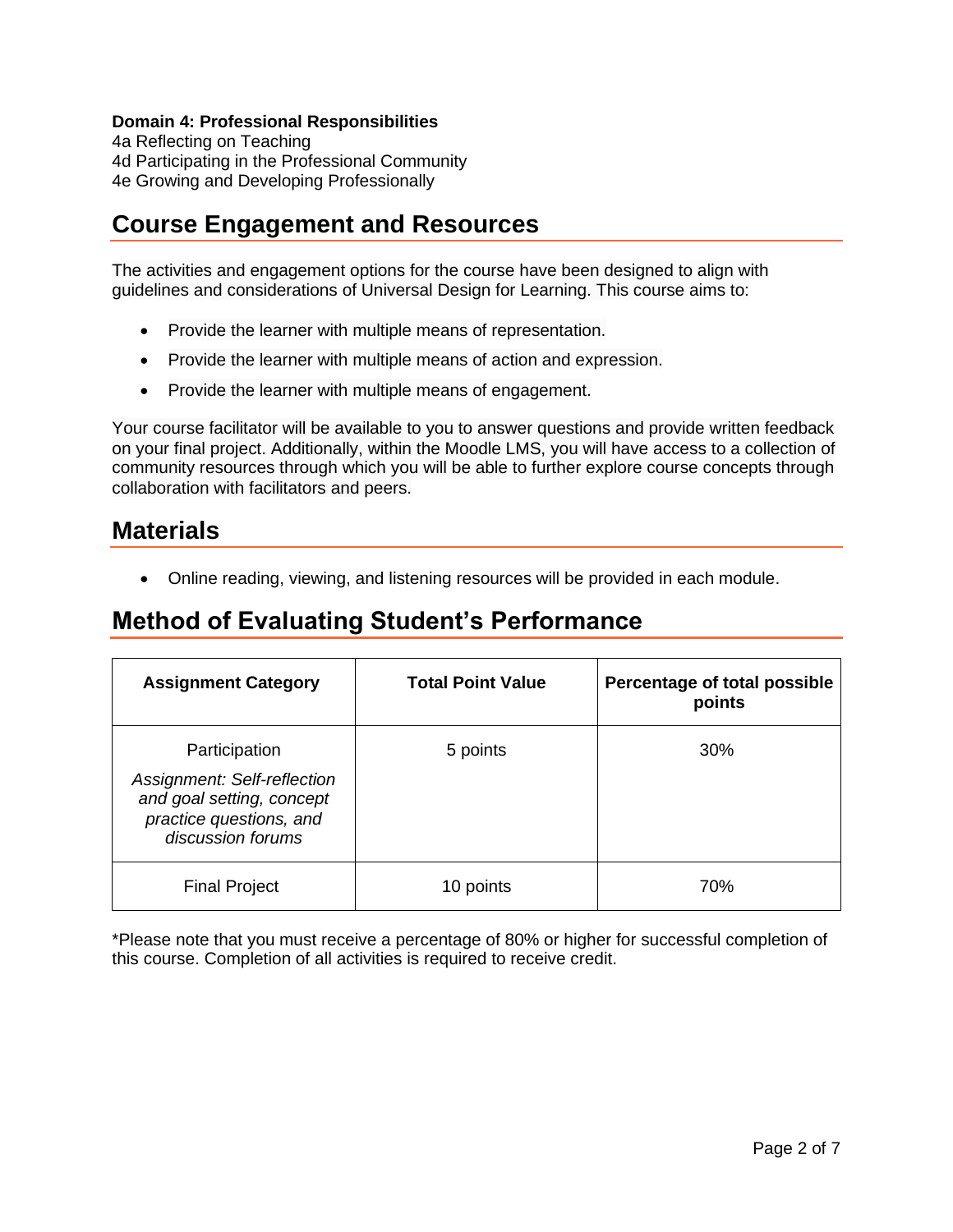**Domain 4: Professional Responsibilities**
4a Reflecting on Teaching
4d Participating in the Professional Community
4e Growing and Developing Professionally

## Course Engagement and Resources

The activities and engagement options for the course have been designed to align with guidelines and considerations of Universal Design for Learning. This course aims to:

- Provide the learner with multiple means of representation.
- Provide the learner with multiple means of action and expression.
- Provide the learner with multiple means of engagement.

Your course facilitator will be available to you to answer questions and provide written feedback on your final project. Additionally, within the Moodle LMS, you will have access to a collection of community resources through which you will be able to further explore course concepts through collaboration with facilitators and peers.

## Materials

- Online reading, viewing, and listening resources will be provided in each module.

## Method of Evaluating Student's Performance

| Assignment Category | Total Point Value | Percentage of total possible points |
|---|---|---|
| Participation<br>*Assignment: Self-reflection and goal setting, concept practice questions, and discussion forums* | 5 points | 30% |
| Final Project | 10 points | 70% |

*Please note that you must receive a percentage of 80% or higher for successful completion of this course. Completion of all activities is required to receive credit.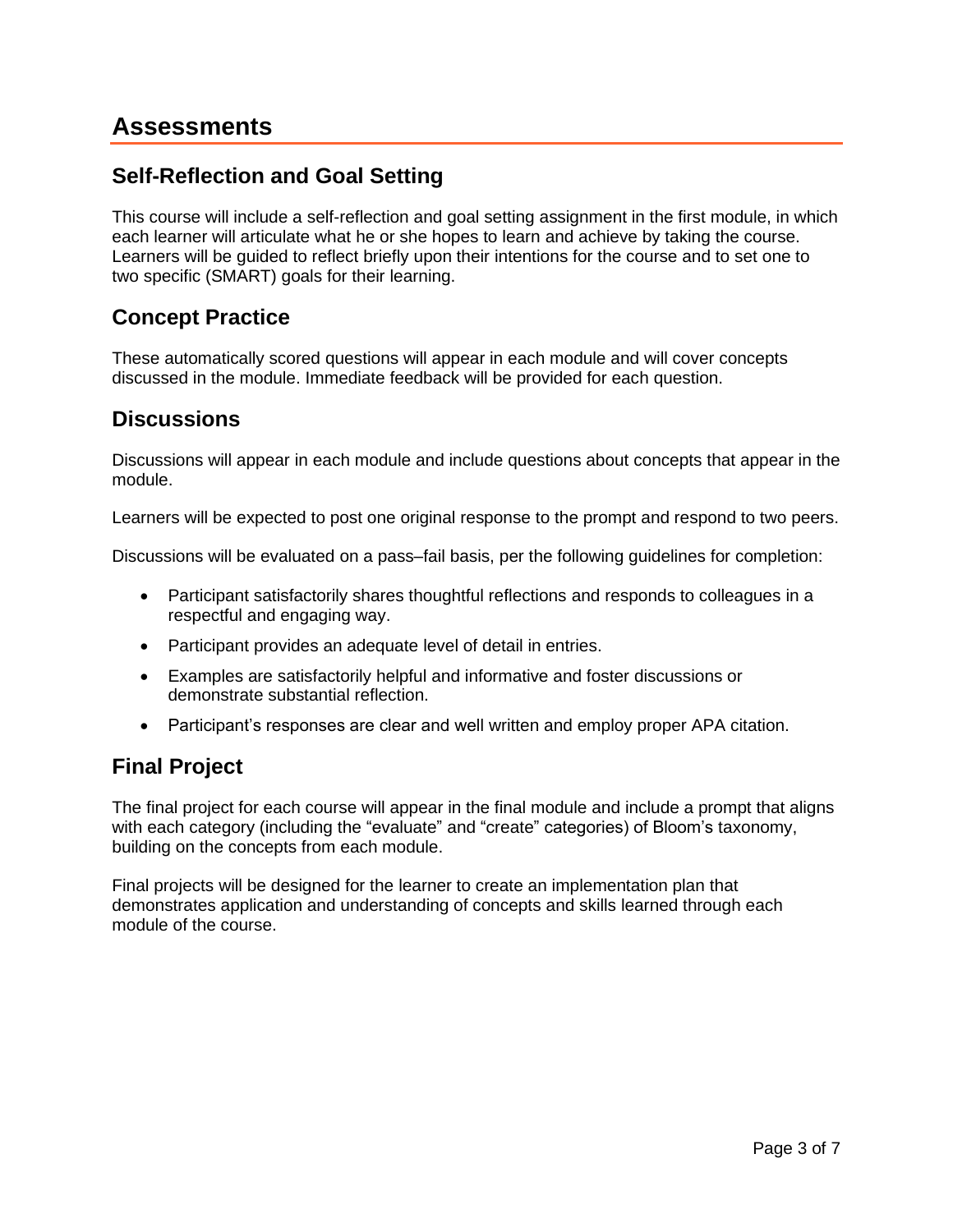# Assessments

## Self-Reflection and Goal Setting

This course will include a self-reflection and goal setting assignment in the first module, in which each learner will articulate what he or she hopes to learn and achieve by taking the course. Learners will be guided to reflect briefly upon their intentions for the course and to set one to two specific (SMART) goals for their learning.

## Concept Practice

These automatically scored questions will appear in each module and will cover concepts discussed in the module. Immediate feedback will be provided for each question.

## Discussions

Discussions will appear in each module and include questions about concepts that appear in the module.

Learners will be expected to post one original response to the prompt and respond to two peers.

Discussions will be evaluated on a pass–fail basis, per the following guidelines for completion:

- Participant satisfactorily shares thoughtful reflections and responds to colleagues in a respectful and engaging way.
- Participant provides an adequate level of detail in entries.
- Examples are satisfactorily helpful and informative and foster discussions or demonstrate substantial reflection.
- Participant's responses are clear and well written and employ proper APA citation.

## Final Project

The final project for each course will appear in the final module and include a prompt that aligns with each category (including the "evaluate" and "create" categories) of Bloom's taxonomy, building on the concepts from each module.

Final projects will be designed for the learner to create an implementation plan that demonstrates application and understanding of concepts and skills learned through each module of the course.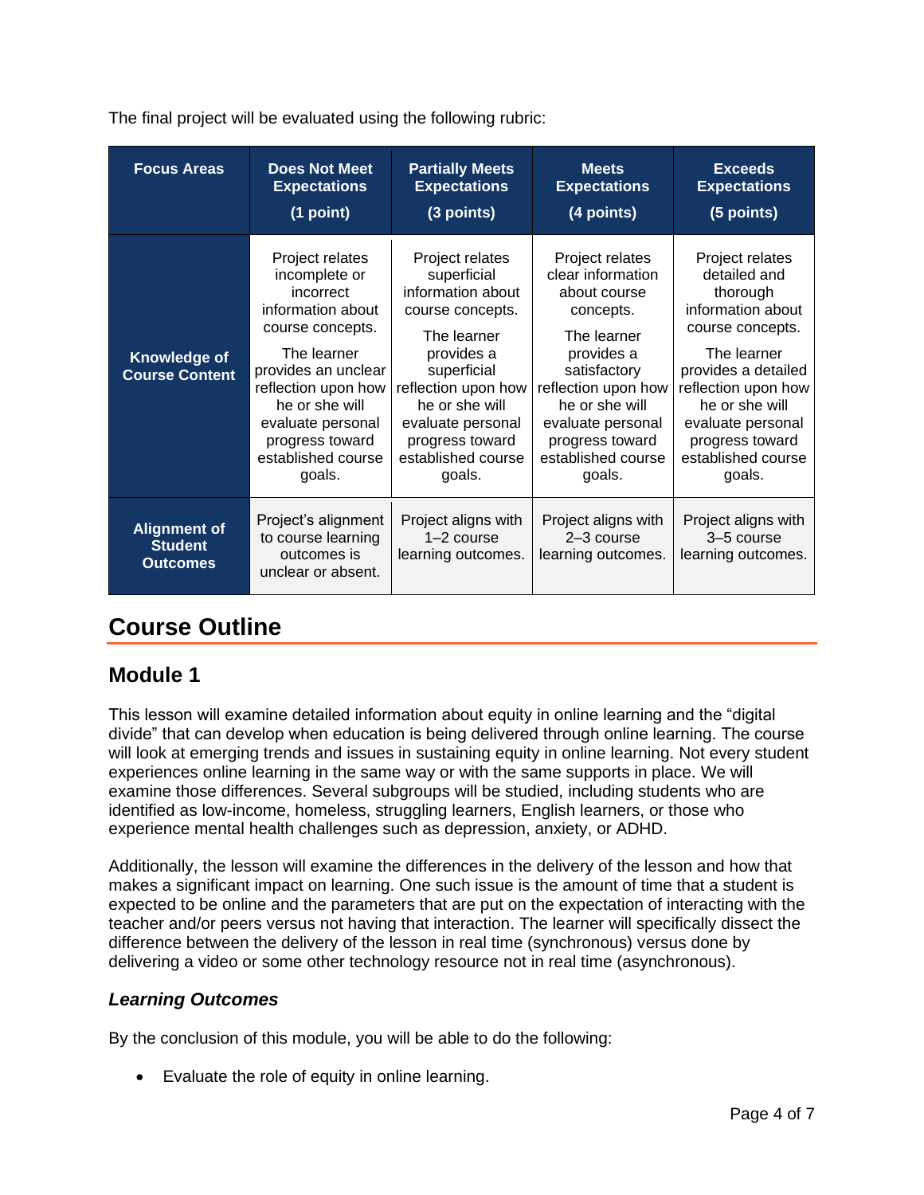The final project will be evaluated using the following rubric:

| Focus Areas | Does Not Meet Expectations (1 point) | Partially Meets Expectations (3 points) | Meets Expectations (4 points) | Exceeds Expectations (5 points) |
|---|---|---|---|---|
| **Knowledge of Course Content** | Project relates incomplete or incorrect information about course concepts. The learner provides an unclear reflection upon how he or she will evaluate personal progress toward established course goals. | Project relates superficial information about course concepts. The learner provides a superficial reflection upon how he or she will evaluate personal progress toward established course goals. | Project relates clear information about course concepts. The learner provides a satisfactory reflection upon how he or she will evaluate personal progress toward established course goals. | Project relates detailed and thorough information about course concepts. The learner provides a detailed reflection upon how he or she will evaluate personal progress toward established course goals. |
| **Alignment of Student Outcomes** | Project's alignment to course learning outcomes is unclear or absent. | Project aligns with 1–2 course learning outcomes. | Project aligns with 2–3 course learning outcomes. | Project aligns with 3–5 course learning outcomes. |

# Course Outline

## Module 1

This lesson will examine detailed information about equity in online learning and the "digital divide" that can develop when education is being delivered through online learning. The course will look at emerging trends and issues in sustaining equity in online learning. Not every student experiences online learning in the same way or with the same supports in place. We will examine those differences. Several subgroups will be studied, including students who are identified as low-income, homeless, struggling learners, English learners, or those who experience mental health challenges such as depression, anxiety, or ADHD.

Additionally, the lesson will examine the differences in the delivery of the lesson and how that makes a significant impact on learning. One such issue is the amount of time that a student is expected to be online and the parameters that are put on the expectation of interacting with the teacher and/or peers versus not having that interaction. The learner will specifically dissect the difference between the delivery of the lesson in real time (synchronous) versus done by delivering a video or some other technology resource not in real time (asynchronous).

### *Learning Outcomes*

By the conclusion of this module, you will be able to do the following:

- Evaluate the role of equity in online learning.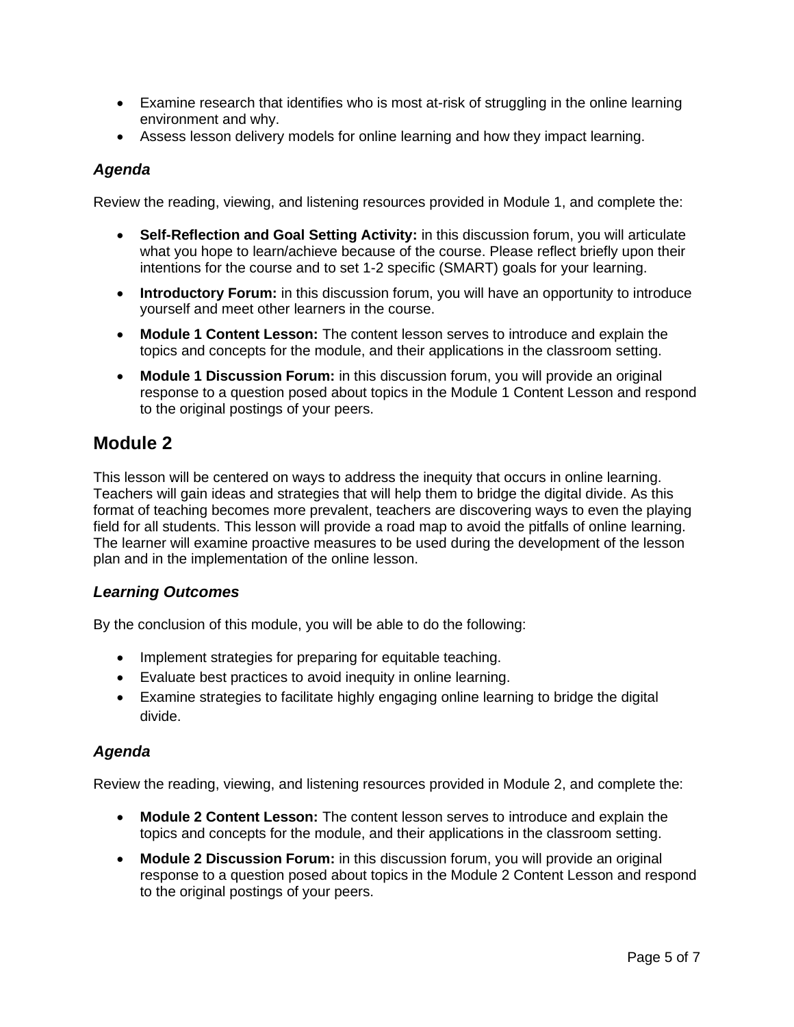- Examine research that identifies who is most at-risk of struggling in the online learning environment and why.
- Assess lesson delivery models for online learning and how they impact learning.

### *Agenda*

Review the reading, viewing, and listening resources provided in Module 1, and complete the:

- **Self-Reflection and Goal Setting Activity:** in this discussion forum, you will articulate what you hope to learn/achieve because of the course. Please reflect briefly upon their intentions for the course and to set 1-2 specific (SMART) goals for your learning.
- **Introductory Forum:** in this discussion forum, you will have an opportunity to introduce yourself and meet other learners in the course.
- **Module 1 Content Lesson:** The content lesson serves to introduce and explain the topics and concepts for the module, and their applications in the classroom setting.
- **Module 1 Discussion Forum:** in this discussion forum, you will provide an original response to a question posed about topics in the Module 1 Content Lesson and respond to the original postings of your peers.

## Module 2

This lesson will be centered on ways to address the inequity that occurs in online learning. Teachers will gain ideas and strategies that will help them to bridge the digital divide. As this format of teaching becomes more prevalent, teachers are discovering ways to even the playing field for all students. This lesson will provide a road map to avoid the pitfalls of online learning. The learner will examine proactive measures to be used during the development of the lesson plan and in the implementation of the online lesson.

### *Learning Outcomes*

By the conclusion of this module, you will be able to do the following:

- Implement strategies for preparing for equitable teaching.
- Evaluate best practices to avoid inequity in online learning.
- Examine strategies to facilitate highly engaging online learning to bridge the digital divide.

### *Agenda*

Review the reading, viewing, and listening resources provided in Module 2, and complete the:

- **Module 2 Content Lesson:** The content lesson serves to introduce and explain the topics and concepts for the module, and their applications in the classroom setting.
- **Module 2 Discussion Forum:** in this discussion forum, you will provide an original response to a question posed about topics in the Module 2 Content Lesson and respond to the original postings of your peers.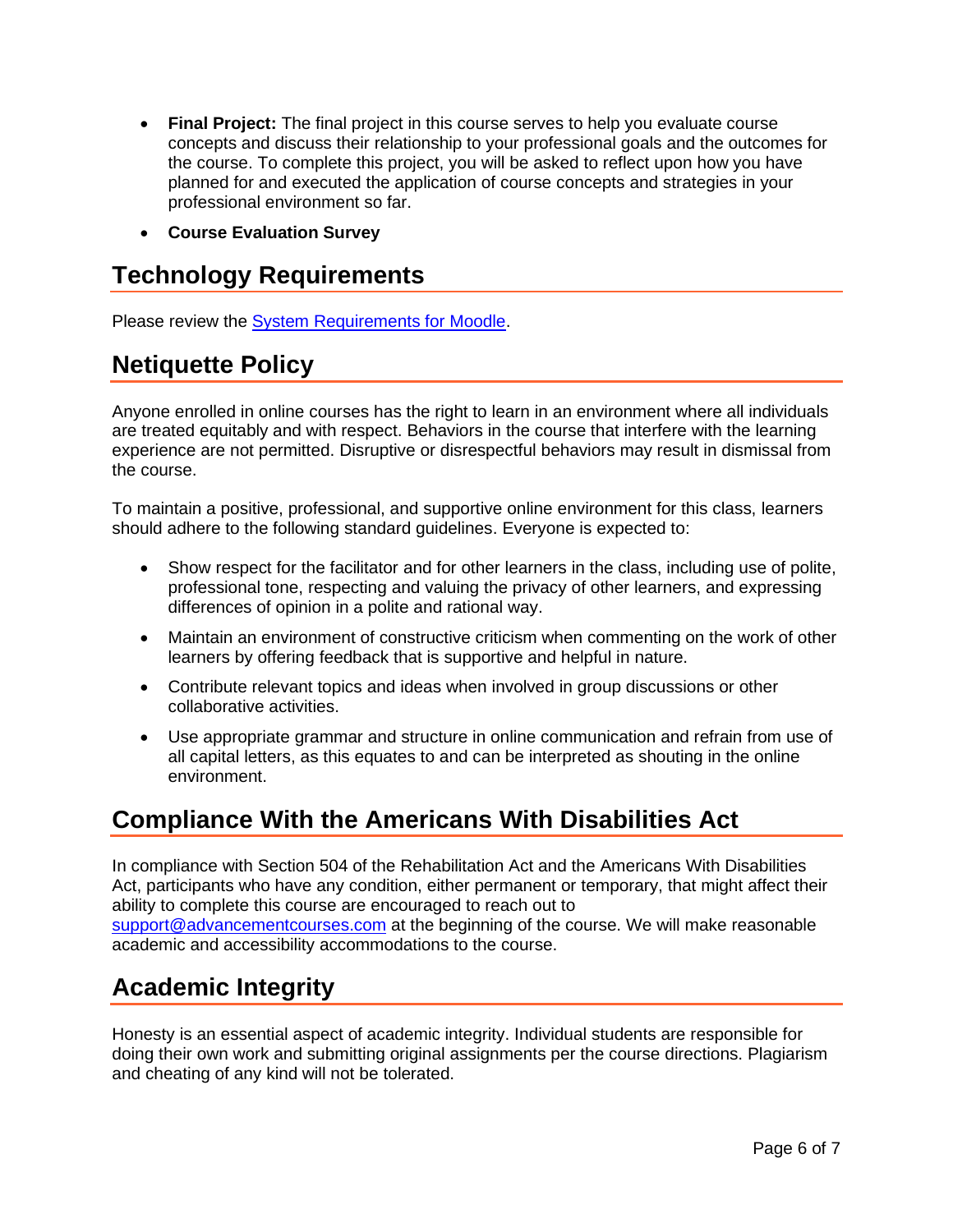- **Final Project:** The final project in this course serves to help you evaluate course concepts and discuss their relationship to your professional goals and the outcomes for the course. To complete this project, you will be asked to reflect upon how you have planned for and executed the application of course concepts and strategies in your professional environment so far.
- **Course Evaluation Survey**

## Technology Requirements

Please review the [System Requirements for Moodle](#).

## Netiquette Policy

Anyone enrolled in online courses has the right to learn in an environment where all individuals are treated equitably and with respect. Behaviors in the course that interfere with the learning experience are not permitted. Disruptive or disrespectful behaviors may result in dismissal from the course.

To maintain a positive, professional, and supportive online environment for this class, learners should adhere to the following standard guidelines. Everyone is expected to:

- Show respect for the facilitator and for other learners in the class, including use of polite, professional tone, respecting and valuing the privacy of other learners, and expressing differences of opinion in a polite and rational way.
- Maintain an environment of constructive criticism when commenting on the work of other learners by offering feedback that is supportive and helpful in nature.
- Contribute relevant topics and ideas when involved in group discussions or other collaborative activities.
- Use appropriate grammar and structure in online communication and refrain from use of all capital letters, as this equates to and can be interpreted as shouting in the online environment.

## Compliance With the Americans With Disabilities Act

In compliance with Section 504 of the Rehabilitation Act and the Americans With Disabilities Act, participants who have any condition, either permanent or temporary, that might affect their ability to complete this course are encouraged to reach out to support@advancementcourses.com at the beginning of the course. We will make reasonable academic and accessibility accommodations to the course.

## Academic Integrity

Honesty is an essential aspect of academic integrity. Individual students are responsible for doing their own work and submitting original assignments per the course directions. Plagiarism and cheating of any kind will not be tolerated.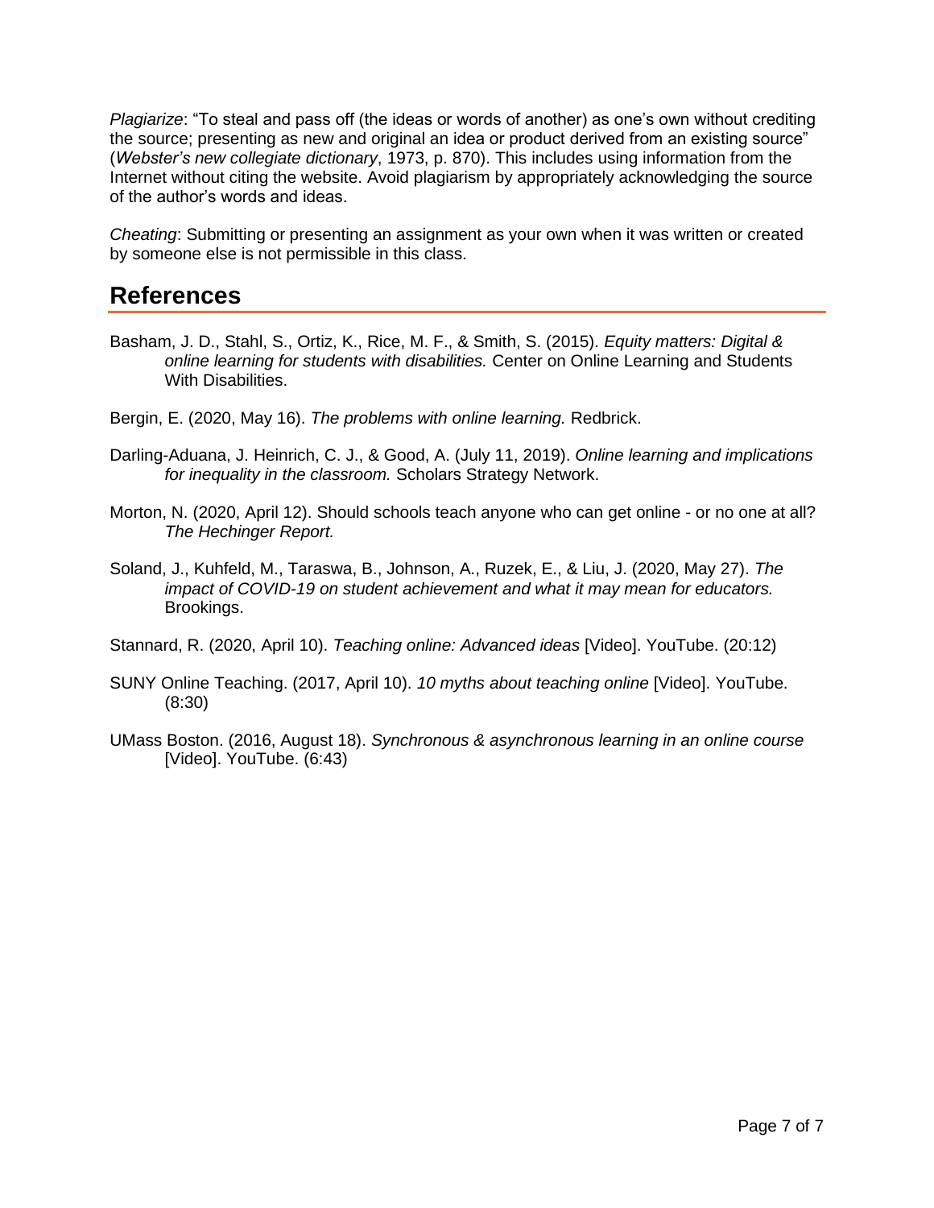*Plagiarize*: "To steal and pass off (the ideas or words of another) as one's own without crediting the source; presenting as new and original an idea or product derived from an existing source" (*Webster's new collegiate dictionary*, 1973, p. 870). This includes using information from the Internet without citing the website. Avoid plagiarism by appropriately acknowledging the source of the author's words and ideas.

*Cheating*: Submitting or presenting an assignment as your own when it was written or created by someone else is not permissible in this class.

## References

Basham, J. D., Stahl, S., Ortiz, K., Rice, M. F., & Smith, S. (2015). *Equity matters: Digital & online learning for students with disabilities.* Center on Online Learning and Students With Disabilities.

Bergin, E. (2020, May 16). *The problems with online learning.* Redbrick.

Darling-Aduana, J. Heinrich, C. J., & Good, A. (July 11, 2019). *Online learning and implications for inequality in the classroom.* Scholars Strategy Network.

Morton, N. (2020, April 12). Should schools teach anyone who can get online - or no one at all? *The Hechinger Report.*

Soland, J., Kuhfeld, M., Taraswa, B., Johnson, A., Ruzek, E., & Liu, J. (2020, May 27). *The impact of COVID-19 on student achievement and what it may mean for educators.* Brookings.

Stannard, R. (2020, April 10). *Teaching online: Advanced ideas* [Video]. YouTube. (20:12)

SUNY Online Teaching. (2017, April 10). *10 myths about teaching online* [Video]. YouTube. (8:30)

UMass Boston. (2016, August 18). *Synchronous & asynchronous learning in an online course* [Video]. YouTube. (6:43)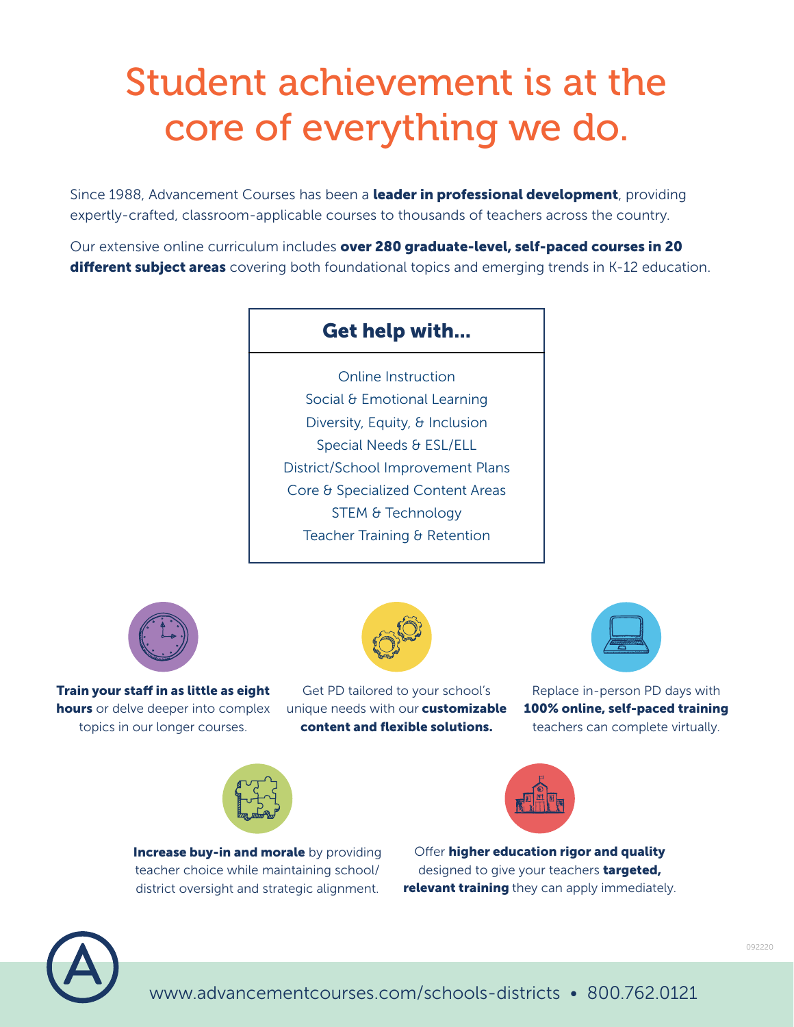# Student achievement is at the core of everything we do.

Since 1988, Advancement Courses has been a **leader in professional development**, providing expertly-crafted, classroom-applicable courses to thousands of teachers across the country.

Our extensive online curriculum includes **over 280 graduate-level, self-paced courses in 20 different subject areas** covering both foundational topics and emerging trends in K-12 education.

## Get help with...

Online Instruction
Social & Emotional Learning
Diversity, Equity, & Inclusion
Special Needs & ESL/ELL
District/School Improvement Plans
Core & Specialized Content Areas
STEM & Technology
Teacher Training & Retention

**Train your staff in as little as eight hours** or delve deeper into complex topics in our longer courses.

Get PD tailored to your school's unique needs with our **customizable content and flexible solutions.**

Replace in-person PD days with **100% online, self-paced training** teachers can complete virtually.

**Increase buy-in and morale** by providing teacher choice while maintaining school/district oversight and strategic alignment.

Offer **higher education rigor and quality** designed to give your teachers **targeted, relevant training** they can apply immediately.

092220

www.advancementcourses.com/schools-districts • 800.762.0121